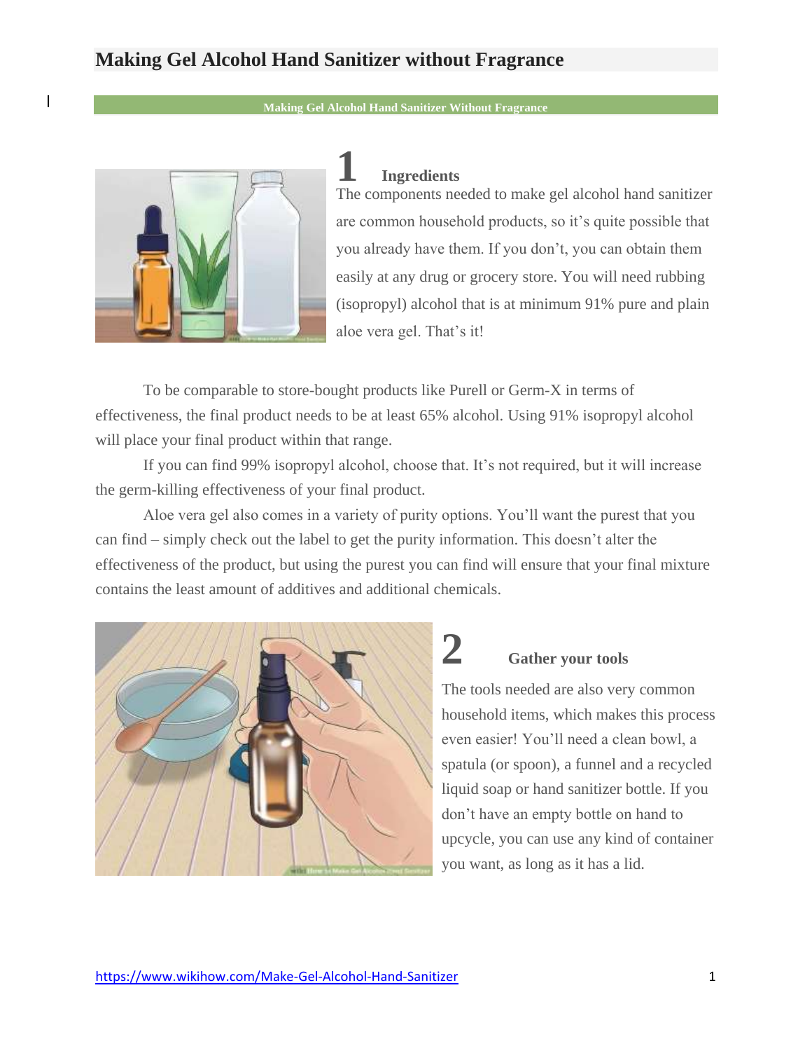# Making Gel Alcohol Hand Sanitizer without Fragrance

**Making Gel Alcohol Hand Sanitizer Without Fragrance**

## 1 Ingredients

The components needed to make gel alcohol hand sanitizer are common household products, so it's quite possible that you already have them. If you don't, you can obtain them easily at any drug or grocery store. You will need rubbing (isopropyl) alcohol that is at minimum 91% pure and plain aloe vera gel. That's it!

To be comparable to store-bought products like Purell or Germ-X in terms of effectiveness, the final product needs to be at least 65% alcohol. Using 91% isopropyl alcohol will place your final product within that range.

If you can find 99% isopropyl alcohol, choose that. It's not required, but it will increase the germ-killing effectiveness of your final product.

Aloe vera gel also comes in a variety of purity options. You'll want the purest that you can find – simply check out the label to get the purity information. This doesn't alter the effectiveness of the product, but using the purest you can find will ensure that your final mixture contains the least amount of additives and additional chemicals.

## 2 Gather your tools

The tools needed are also very common household items, which makes this process even easier! You'll need a clean bowl, a spatula (or spoon), a funnel and a recycled liquid soap or hand sanitizer bottle. If you don't have an empty bottle on hand to upcycle, you can use any kind of container you want, as long as it has a lid.

https://www.wikihow.com/Make-Gel-Alcohol-Hand-Sanitizer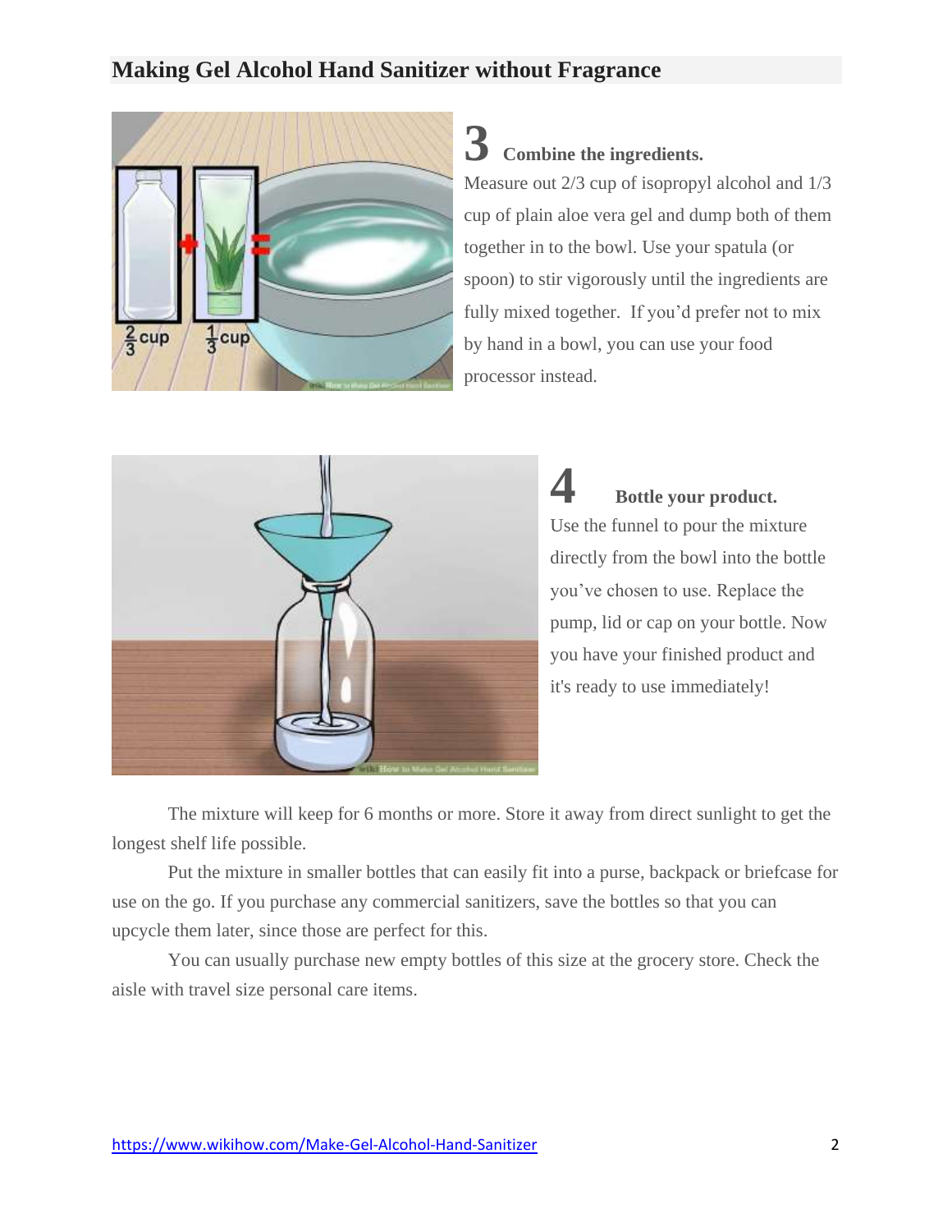## Making Gel Alcohol Hand Sanitizer without Fragrance

### 3 Combine the ingredients.

Measure out 2/3 cup of isopropyl alcohol and 1/3 cup of plain aloe vera gel and dump both of them together in to the bowl. Use your spatula (or spoon) to stir vigorously until the ingredients are fully mixed together. If you'd prefer not to mix by hand in a bowl, you can use your food processor instead.

### 4 Bottle your product.

Use the funnel to pour the mixture directly from the bowl into the bottle you've chosen to use. Replace the pump, lid or cap on your bottle. Now you have your finished product and it's ready to use immediately!

The mixture will keep for 6 months or more. Store it away from direct sunlight to get the longest shelf life possible.

Put the mixture in smaller bottles that can easily fit into a purse, backpack or briefcase for use on the go. If you purchase any commercial sanitizers, save the bottles so that you can upcycle them later, since those are perfect for this.

You can usually purchase new empty bottles of this size at the grocery store. Check the aisle with travel size personal care items.

https://www.wikihow.com/Make-Gel-Alcohol-Hand-Sanitizer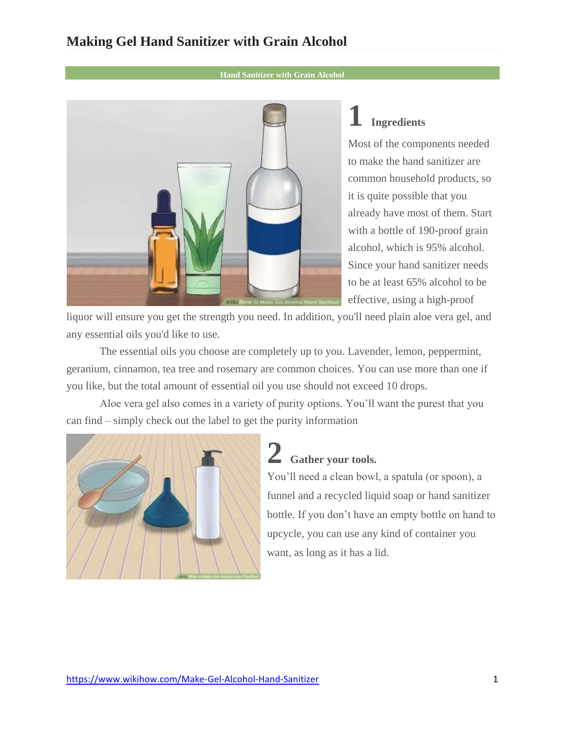# Making Gel Hand Sanitizer with Grain Alcohol

**Hand Sanitizer with Grain Alcohol**

## 1 Ingredients

Most of the components needed to make the hand sanitizer are common household products, so it is quite possible that you already have most of them. Start with a bottle of 190-proof grain alcohol, which is 95% alcohol. Since your hand sanitizer needs to be at least 65% alcohol to be effective, using a high-proof liquor will ensure you get the strength you need. In addition, you'll need plain aloe vera gel, and any essential oils you'd like to use.

The essential oils you choose are completely up to you. Lavender, lemon, peppermint, geranium, cinnamon, tea tree and rosemary are common choices. You can use more than one if you like, but the total amount of essential oil you use should not exceed 10 drops.

Aloe vera gel also comes in a variety of purity options. You'll want the purest that you can find – simply check out the label to get the purity information

## 2 Gather your tools.

You'll need a clean bowl, a spatula (or spoon), a funnel and a recycled liquid soap or hand sanitizer bottle. If you don't have an empty bottle on hand to upcycle, you can use any kind of container you want, as long as it has a lid.

https://www.wikihow.com/Make-Gel-Alcohol-Hand-Sanitizer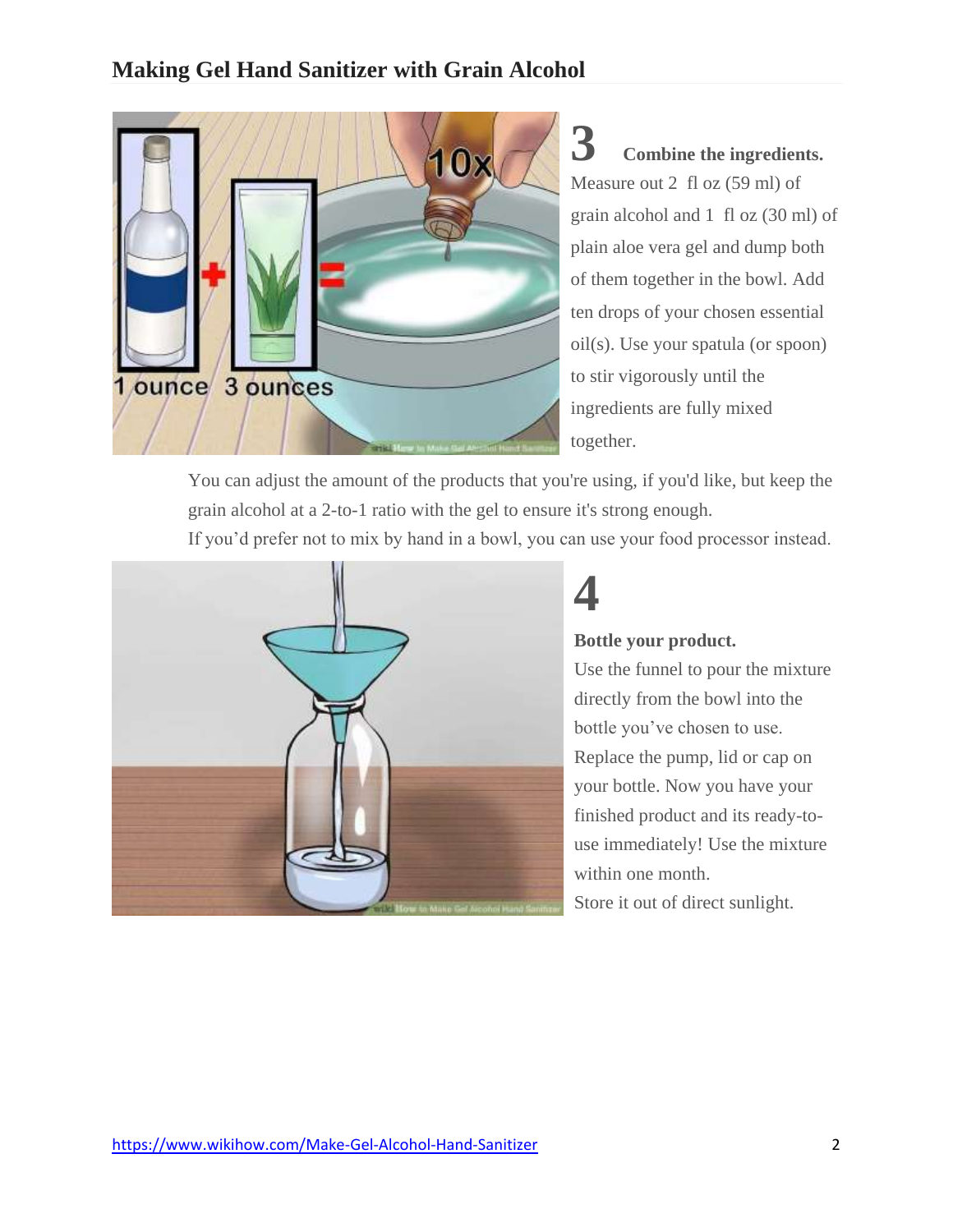## Making Gel Hand Sanitizer with Grain Alcohol

### 3 Combine the ingredients.

Measure out 2 fl oz (59 ml) of grain alcohol and 1 fl oz (30 ml) of plain aloe vera gel and dump both of them together in the bowl. Add ten drops of your chosen essential oil(s). Use your spatula (or spoon) to stir vigorously until the ingredients are fully mixed together.

You can adjust the amount of the products that you're using, if you'd like, but keep the grain alcohol at a 2-to-1 ratio with the gel to ensure it's strong enough.
If you'd prefer not to mix by hand in a bowl, you can use your food processor instead.

### 4

**Bottle your product.**
Use the funnel to pour the mixture directly from the bowl into the bottle you've chosen to use. Replace the pump, lid or cap on your bottle. Now you have your finished product and its ready-to-use immediately! Use the mixture within one month.
Store it out of direct sunlight.

https://www.wikihow.com/Make-Gel-Alcohol-Hand-Sanitizer